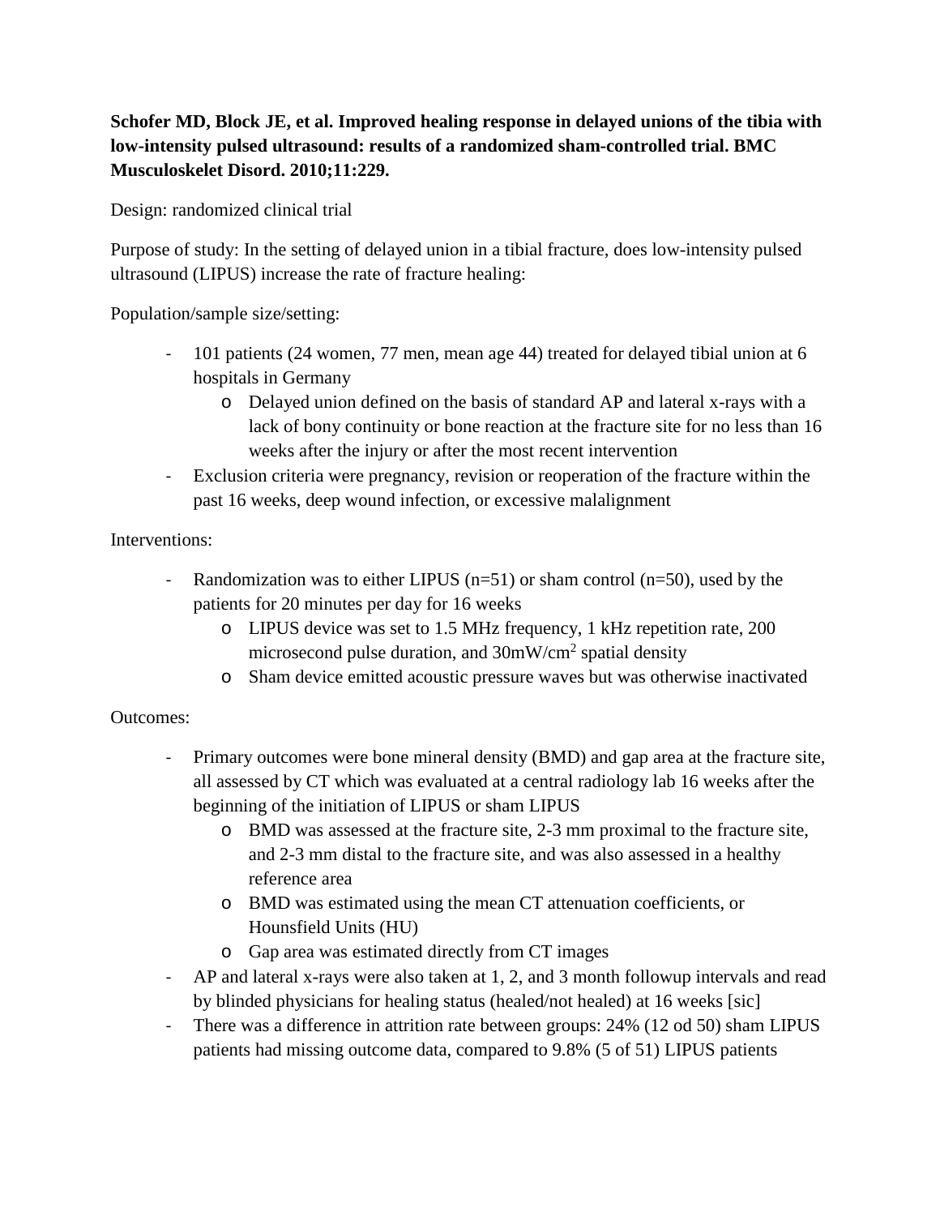**Schofer MD, Block JE, et al. Improved healing response in delayed unions of the tibia with low-intensity pulsed ultrasound: results of a randomized sham-controlled trial. BMC Musculoskelet Disord. 2010;11:229.**

Design: randomized clinical trial

Purpose of study: In the setting of delayed union in a tibial fracture, does low-intensity pulsed ultrasound (LIPUS) increase the rate of fracture healing:

Population/sample size/setting:

- 101 patients (24 women, 77 men, mean age 44) treated for delayed tibial union at 6 hospitals in Germany
  - Delayed union defined on the basis of standard AP and lateral x-rays with a lack of bony continuity or bone reaction at the fracture site for no less than 16 weeks after the injury or after the most recent intervention
- Exclusion criteria were pregnancy, revision or reoperation of the fracture within the past 16 weeks, deep wound infection, or excessive malalignment

Interventions:

- Randomization was to either LIPUS (n=51) or sham control (n=50), used by the patients for 20 minutes per day for 16 weeks
  - LIPUS device was set to 1.5 MHz frequency, 1 kHz repetition rate, 200 microsecond pulse duration, and 30mW/cm$^2$ spatial density
  - Sham device emitted acoustic pressure waves but was otherwise inactivated

Outcomes:

- Primary outcomes were bone mineral density (BMD) and gap area at the fracture site, all assessed by CT which was evaluated at a central radiology lab 16 weeks after the beginning of the initiation of LIPUS or sham LIPUS
  - BMD was assessed at the fracture site, 2-3 mm proximal to the fracture site, and 2-3 mm distal to the fracture site, and was also assessed in a healthy reference area
  - BMD was estimated using the mean CT attenuation coefficients, or Hounsfield Units (HU)
  - Gap area was estimated directly from CT images
- AP and lateral x-rays were also taken at 1, 2, and 3 month followup intervals and read by blinded physicians for healing status (healed/not healed) at 16 weeks [sic]
- There was a difference in attrition rate between groups: 24% (12 od 50) sham LIPUS patients had missing outcome data, compared to 9.8% (5 of 51) LIPUS patients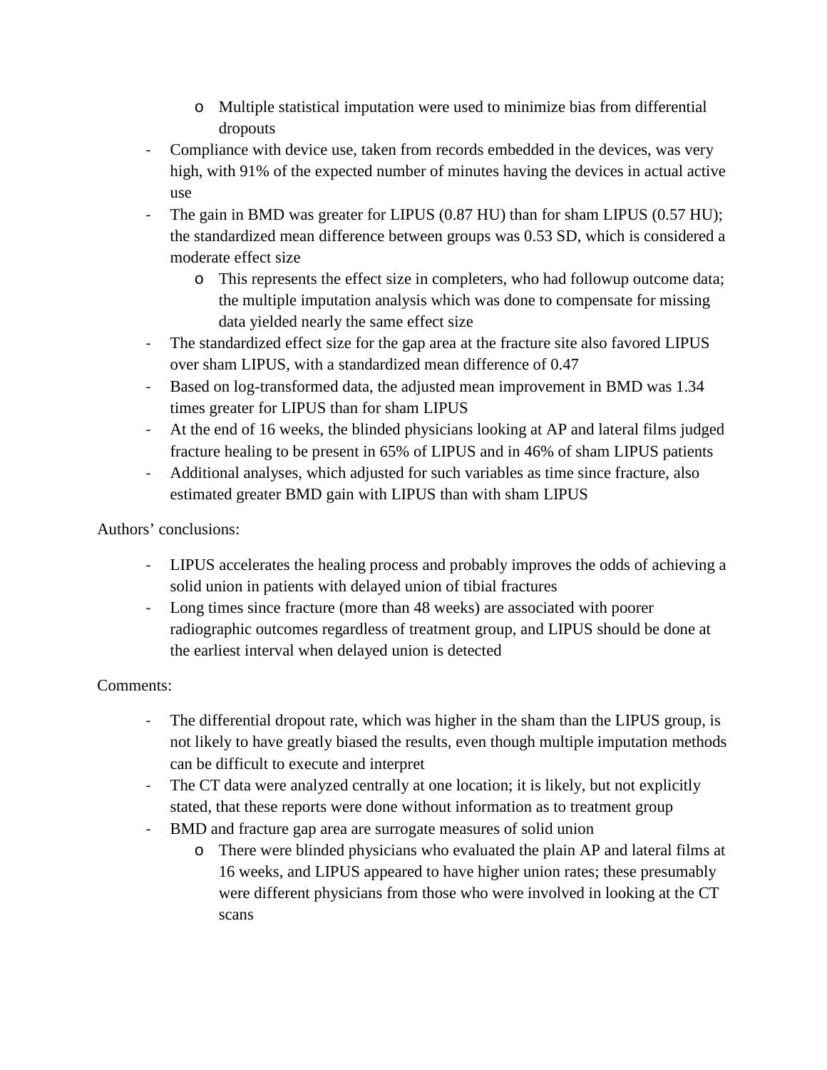- Multiple statistical imputation were used to minimize bias from differential dropouts
- Compliance with device use, taken from records embedded in the devices, was very high, with 91% of the expected number of minutes having the devices in actual active use
- The gain in BMD was greater for LIPUS (0.87 HU) than for sham LIPUS (0.57 HU); the standardized mean difference between groups was 0.53 SD, which is considered a moderate effect size
    - This represents the effect size in completers, who had followup outcome data; the multiple imputation analysis which was done to compensate for missing data yielded nearly the same effect size
- The standardized effect size for the gap area at the fracture site also favored LIPUS over sham LIPUS, with a standardized mean difference of 0.47
- Based on log-transformed data, the adjusted mean improvement in BMD was 1.34 times greater for LIPUS than for sham LIPUS
- At the end of 16 weeks, the blinded physicians looking at AP and lateral films judged fracture healing to be present in 65% of LIPUS and in 46% of sham LIPUS patients
- Additional analyses, which adjusted for such variables as time since fracture, also estimated greater BMD gain with LIPUS than with sham LIPUS

Authors' conclusions:

- LIPUS accelerates the healing process and probably improves the odds of achieving a solid union in patients with delayed union of tibial fractures
- Long times since fracture (more than 48 weeks) are associated with poorer radiographic outcomes regardless of treatment group, and LIPUS should be done at the earliest interval when delayed union is detected

Comments:

- The differential dropout rate, which was higher in the sham than the LIPUS group, is not likely to have greatly biased the results, even though multiple imputation methods can be difficult to execute and interpret
- The CT data were analyzed centrally at one location; it is likely, but not explicitly stated, that these reports were done without information as to treatment group
- BMD and fracture gap area are surrogate measures of solid union
    - There were blinded physicians who evaluated the plain AP and lateral films at 16 weeks, and LIPUS appeared to have higher union rates; these presumably were different physicians from those who were involved in looking at the CT scans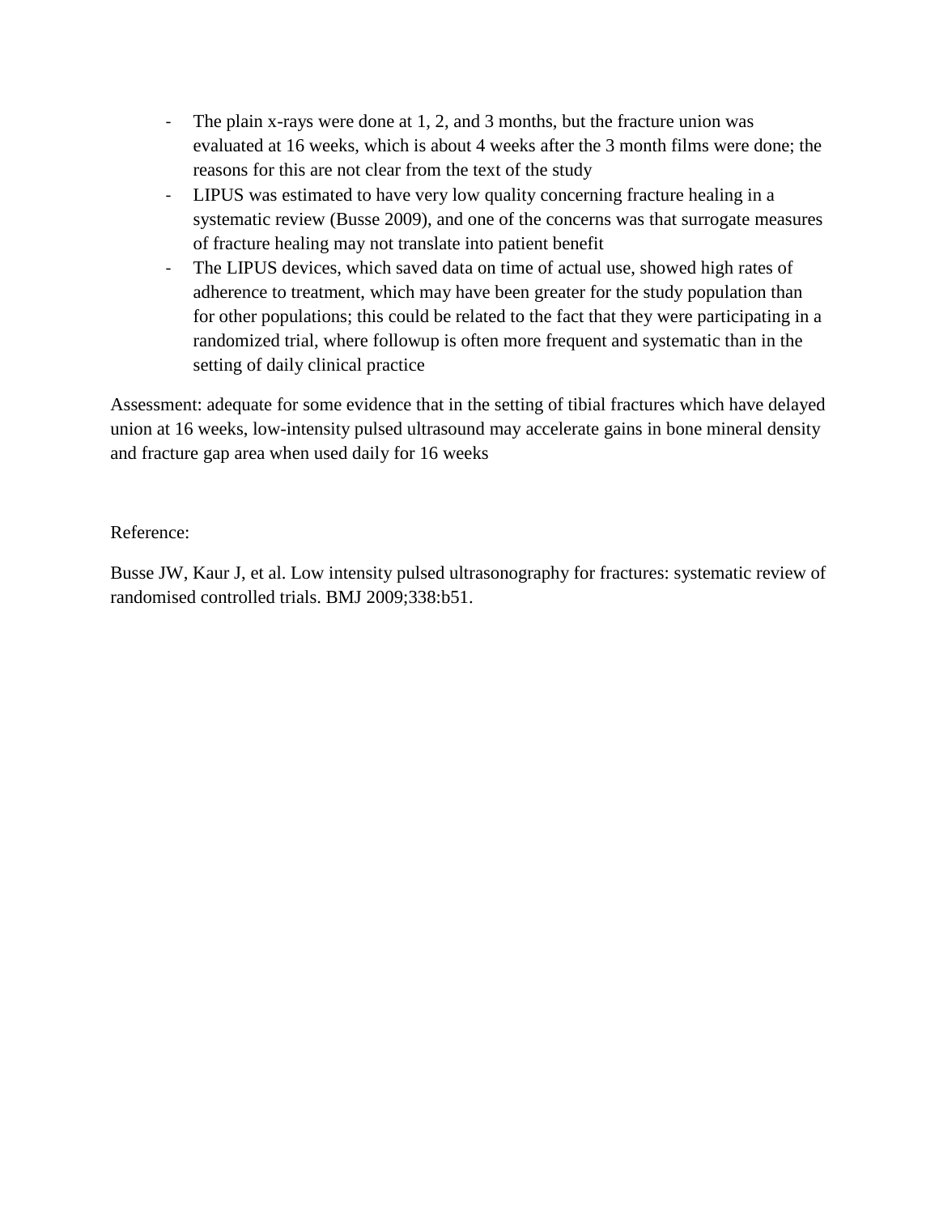- The plain x-rays were done at 1, 2, and 3 months, but the fracture union was evaluated at 16 weeks, which is about 4 weeks after the 3 month films were done; the reasons for this are not clear from the text of the study
- LIPUS was estimated to have very low quality concerning fracture healing in a systematic review (Busse 2009), and one of the concerns was that surrogate measures of fracture healing may not translate into patient benefit
- The LIPUS devices, which saved data on time of actual use, showed high rates of adherence to treatment, which may have been greater for the study population than for other populations; this could be related to the fact that they were participating in a randomized trial, where followup is often more frequent and systematic than in the setting of daily clinical practice

Assessment: adequate for some evidence that in the setting of tibial fractures which have delayed union at 16 weeks, low-intensity pulsed ultrasound may accelerate gains in bone mineral density and fracture gap area when used daily for 16 weeks

Reference:

Busse JW, Kaur J, et al. Low intensity pulsed ultrasonography for fractures: systematic review of randomised controlled trials. BMJ 2009;338:b51.